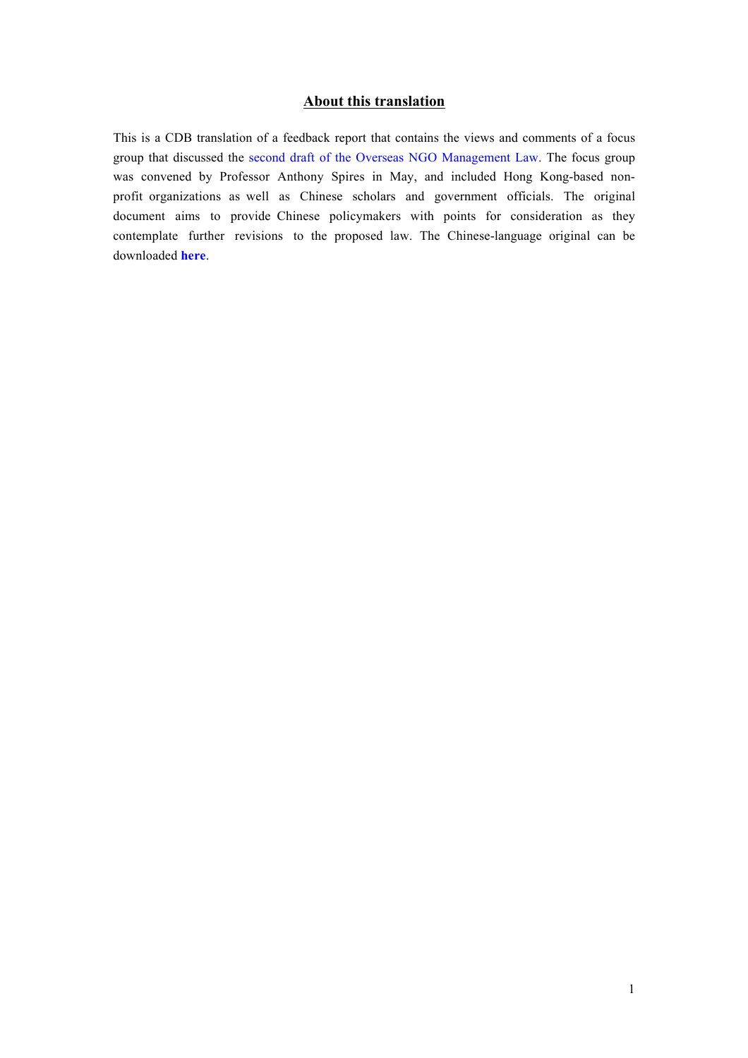## About this translation

This is a CDB translation of a feedback report that contains the views and comments of a focus group that discussed the second draft of the Overseas NGO Management Law. The focus group was convened by Professor Anthony Spires in May, and included Hong Kong-based non-profit organizations as well as Chinese scholars and government officials. The original document aims to provide Chinese policymakers with points for consideration as they contemplate further revisions to the proposed law. The Chinese-language original can be downloaded **here**.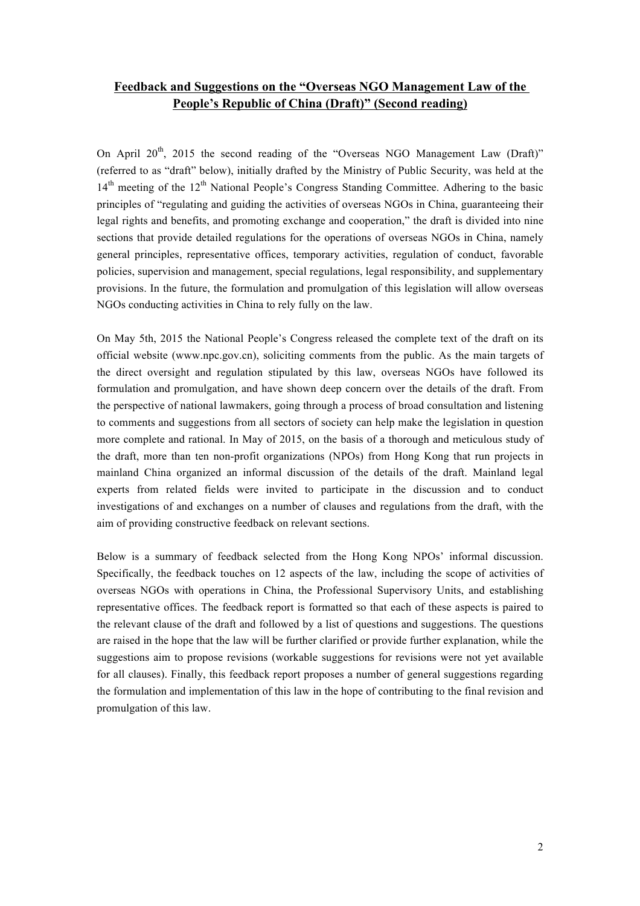## Feedback and Suggestions on the "Overseas NGO Management Law of the People's Republic of China (Draft)" (Second reading)

On April 20th, 2015 the second reading of the "Overseas NGO Management Law (Draft)" (referred to as "draft" below), initially drafted by the Ministry of Public Security, was held at the 14th meeting of the 12th National People's Congress Standing Committee. Adhering to the basic principles of "regulating and guiding the activities of overseas NGOs in China, guaranteeing their legal rights and benefits, and promoting exchange and cooperation," the draft is divided into nine sections that provide detailed regulations for the operations of overseas NGOs in China, namely general principles, representative offices, temporary activities, regulation of conduct, favorable policies, supervision and management, special regulations, legal responsibility, and supplementary provisions. In the future, the formulation and promulgation of this legislation will allow overseas NGOs conducting activities in China to rely fully on the law.

On May 5th, 2015 the National People's Congress released the complete text of the draft on its official website (www.npc.gov.cn), soliciting comments from the public. As the main targets of the direct oversight and regulation stipulated by this law, overseas NGOs have followed its formulation and promulgation, and have shown deep concern over the details of the draft. From the perspective of national lawmakers, going through a process of broad consultation and listening to comments and suggestions from all sectors of society can help make the legislation in question more complete and rational. In May of 2015, on the basis of a thorough and meticulous study of the draft, more than ten non-profit organizations (NPOs) from Hong Kong that run projects in mainland China organized an informal discussion of the details of the draft. Mainland legal experts from related fields were invited to participate in the discussion and to conduct investigations of and exchanges on a number of clauses and regulations from the draft, with the aim of providing constructive feedback on relevant sections.

Below is a summary of feedback selected from the Hong Kong NPOs' informal discussion. Specifically, the feedback touches on 12 aspects of the law, including the scope of activities of overseas NGOs with operations in China, the Professional Supervisory Units, and establishing representative offices. The feedback report is formatted so that each of these aspects is paired to the relevant clause of the draft and followed by a list of questions and suggestions. The questions are raised in the hope that the law will be further clarified or provide further explanation, while the suggestions aim to propose revisions (workable suggestions for revisions were not yet available for all clauses). Finally, this feedback report proposes a number of general suggestions regarding the formulation and implementation of this law in the hope of contributing to the final revision and promulgation of this law.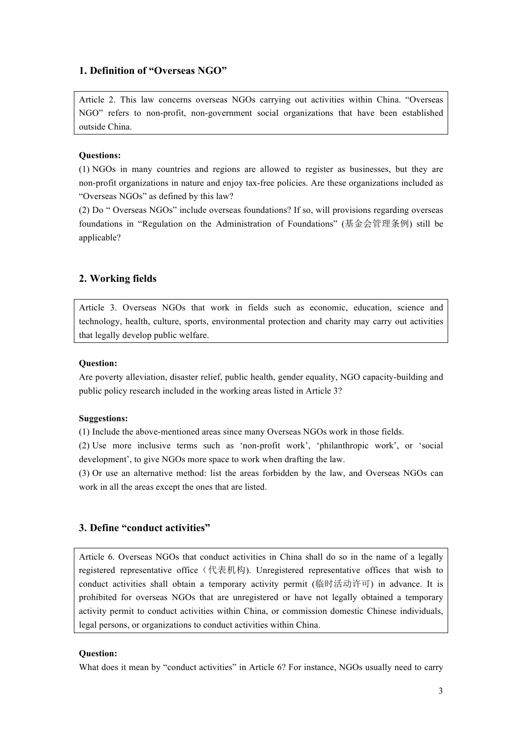## 1. Definition of "Overseas NGO"

> Article 2. This law concerns overseas NGOs carrying out activities within China. "Overseas NGO" refers to non-profit, non-government social organizations that have been established outside China.

**Questions:**

(1) NGOs in many countries and regions are allowed to register as businesses, but they are non-profit organizations in nature and enjoy tax-free policies. Are these organizations included as "Overseas NGOs" as defined by this law?

(2) Do " Overseas NGOs" include overseas foundations? If so, will provisions regarding overseas foundations in "Regulation on the Administration of Foundations" (基金会管理条例) still be applicable?

## 2. Working fields

> Article 3. Overseas NGOs that work in fields such as economic, education, science and technology, health, culture, sports, environmental protection and charity may carry out activities that legally develop public welfare.

**Question:**

Are poverty alleviation, disaster relief, public health, gender equality, NGO capacity-building and public policy research included in the working areas listed in Article 3?

**Suggestions:**

(1) Include the above-mentioned areas since many Overseas NGOs work in those fields.

(2) Use more inclusive terms such as 'non-profit work', 'philanthropic work', or 'social development', to give NGOs more space to work when drafting the law.

(3) Or use an alternative method: list the areas forbidden by the law, and Overseas NGOs can work in all the areas except the ones that are listed.

## 3. Define "conduct activities"

> Article 6. Overseas NGOs that conduct activities in China shall do so in the name of a legally registered representative office（代表机构). Unregistered representative offices that wish to conduct activities shall obtain a temporary activity permit (临时活动许可) in advance. It is prohibited for overseas NGOs that are unregistered or have not legally obtained a temporary activity permit to conduct activities within China, or commission domestic Chinese individuals, legal persons, or organizations to conduct activities within China.

**Question:**

What does it mean by "conduct activities" in Article 6? For instance, NGOs usually need to carry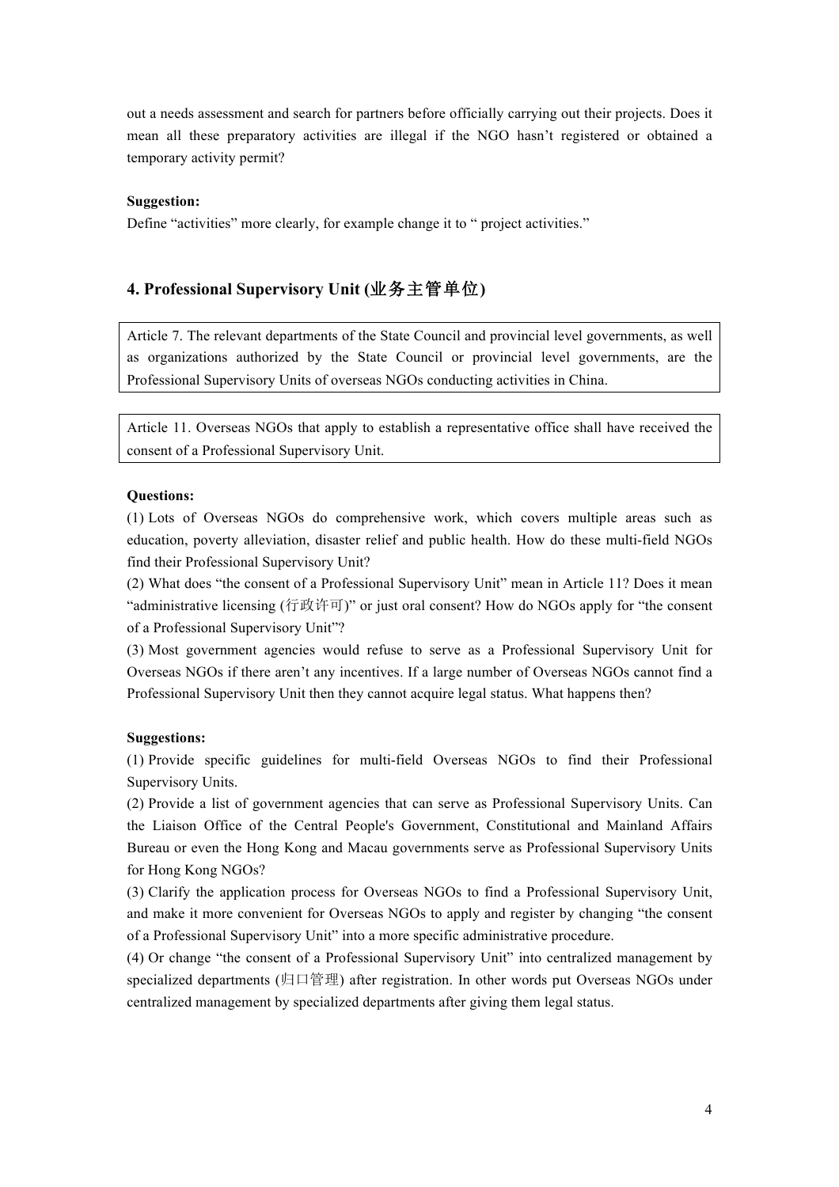out a needs assessment and search for partners before officially carrying out their projects. Does it mean all these preparatory activities are illegal if the NGO hasn't registered or obtained a temporary activity permit?

**Suggestion:**

Define "activities" more clearly, for example change it to " project activities."

## 4. Professional Supervisory Unit (业务主管单位)

> Article 7. The relevant departments of the State Council and provincial level governments, as well as organizations authorized by the State Council or provincial level governments, are the Professional Supervisory Units of overseas NGOs conducting activities in China.

> Article 11. Overseas NGOs that apply to establish a representative office shall have received the consent of a Professional Supervisory Unit.

**Questions:**

(1) Lots of Overseas NGOs do comprehensive work, which covers multiple areas such as education, poverty alleviation, disaster relief and public health. How do these multi-field NGOs find their Professional Supervisory Unit?

(2) What does "the consent of a Professional Supervisory Unit" mean in Article 11? Does it mean "administrative licensing (行政许可)" or just oral consent? How do NGOs apply for "the consent of a Professional Supervisory Unit"?

(3) Most government agencies would refuse to serve as a Professional Supervisory Unit for Overseas NGOs if there aren't any incentives. If a large number of Overseas NGOs cannot find a Professional Supervisory Unit then they cannot acquire legal status. What happens then?

**Suggestions:**

(1) Provide specific guidelines for multi-field Overseas NGOs to find their Professional Supervisory Units.

(2) Provide a list of government agencies that can serve as Professional Supervisory Units. Can the Liaison Office of the Central People's Government, Constitutional and Mainland Affairs Bureau or even the Hong Kong and Macau governments serve as Professional Supervisory Units for Hong Kong NGOs?

(3) Clarify the application process for Overseas NGOs to find a Professional Supervisory Unit, and make it more convenient for Overseas NGOs to apply and register by changing "the consent of a Professional Supervisory Unit" into a more specific administrative procedure.

(4) Or change "the consent of a Professional Supervisory Unit" into centralized management by specialized departments (归口管理) after registration. In other words put Overseas NGOs under centralized management by specialized departments after giving them legal status.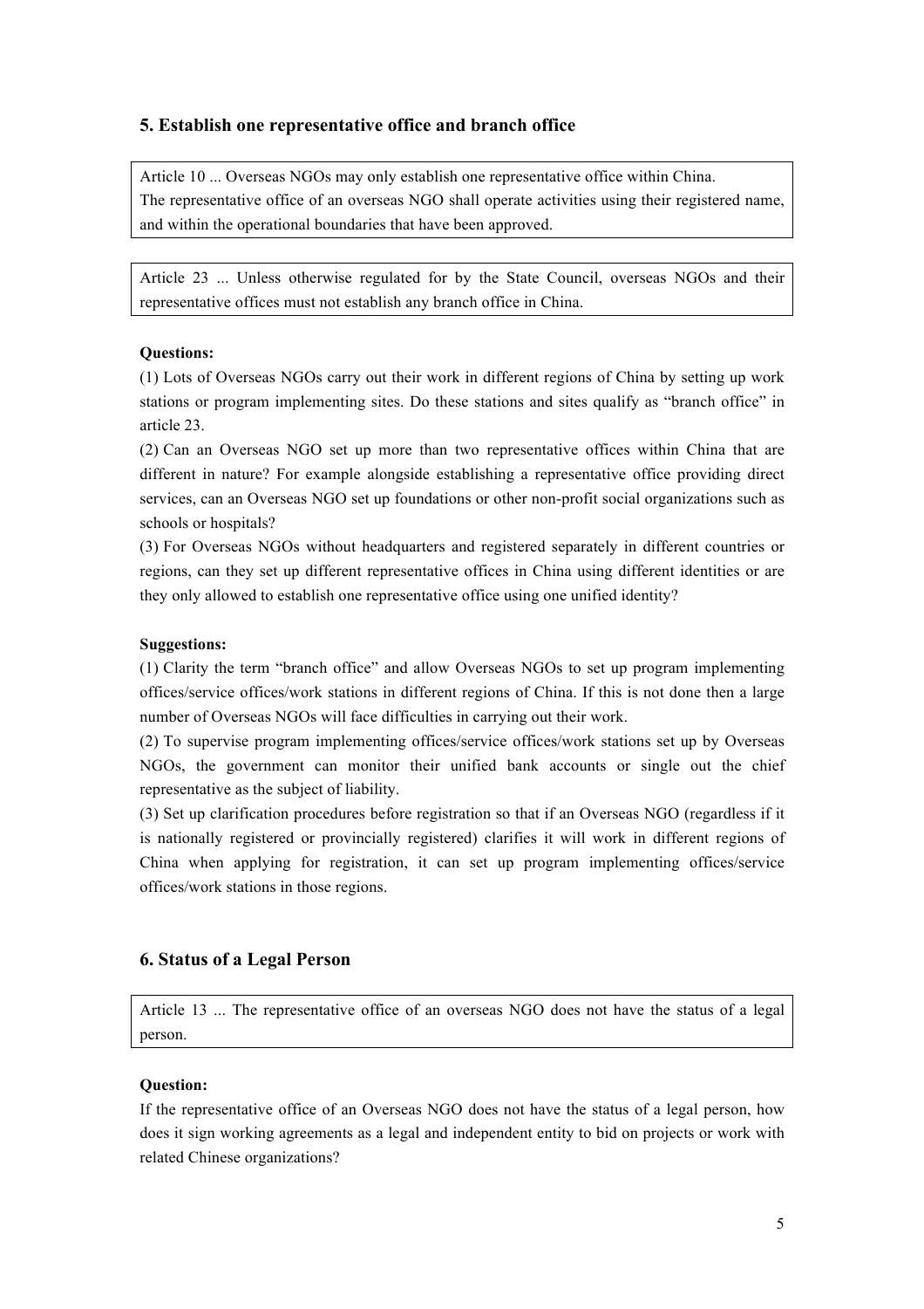## 5. Establish one representative office and branch office

> Article 10 ... Overseas NGOs may only establish one representative office within China.
> The representative office of an overseas NGO shall operate activities using their registered name, and within the operational boundaries that have been approved.

> Article 23 ... Unless otherwise regulated for by the State Council, overseas NGOs and their representative offices must not establish any branch office in China.

**Questions:**

(1) Lots of Overseas NGOs carry out their work in different regions of China by setting up work stations or program implementing sites. Do these stations and sites qualify as "branch office" in article 23.

(2) Can an Overseas NGO set up more than two representative offices within China that are different in nature? For example alongside establishing a representative office providing direct services, can an Overseas NGO set up foundations or other non-profit social organizations such as schools or hospitals?

(3) For Overseas NGOs without headquarters and registered separately in different countries or regions, can they set up different representative offices in China using different identities or are they only allowed to establish one representative office using one unified identity?

**Suggestions:**

(1) Clarity the term "branch office" and allow Overseas NGOs to set up program implementing offices/service offices/work stations in different regions of China. If this is not done then a large number of Overseas NGOs will face difficulties in carrying out their work.

(2) To supervise program implementing offices/service offices/work stations set up by Overseas NGOs, the government can monitor their unified bank accounts or single out the chief representative as the subject of liability.

(3) Set up clarification procedures before registration so that if an Overseas NGO (regardless if it is nationally registered or provincially registered) clarifies it will work in different regions of China when applying for registration, it can set up program implementing offices/service offices/work stations in those regions.

## 6. Status of a Legal Person

> Article 13 ... The representative office of an overseas NGO does not have the status of a legal person.

**Question:**

If the representative office of an Overseas NGO does not have the status of a legal person, how does it sign working agreements as a legal and independent entity to bid on projects or work with related Chinese organizations?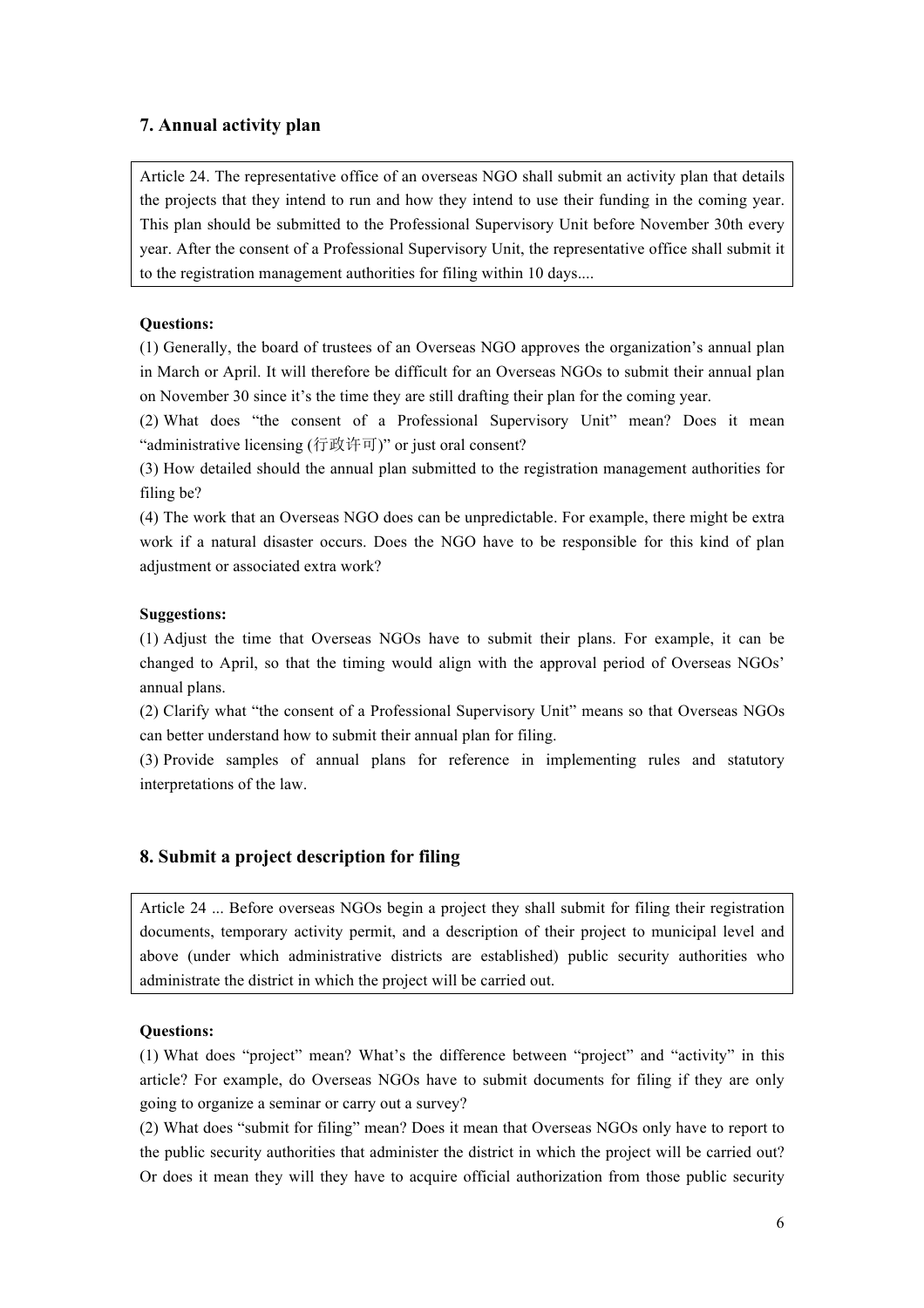## 7. Annual activity plan

> Article 24. The representative office of an overseas NGO shall submit an activity plan that details the projects that they intend to run and how they intend to use their funding in the coming year. This plan should be submitted to the Professional Supervisory Unit before November 30th every year. After the consent of a Professional Supervisory Unit, the representative office shall submit it to the registration management authorities for filing within 10 days....

**Questions:**

(1) Generally, the board of trustees of an Overseas NGO approves the organization's annual plan in March or April. It will therefore be difficult for an Overseas NGOs to submit their annual plan on November 30 since it's the time they are still drafting their plan for the coming year.

(2) What does "the consent of a Professional Supervisory Unit" mean? Does it mean "administrative licensing (行政许可)" or just oral consent?

(3) How detailed should the annual plan submitted to the registration management authorities for filing be?

(4) The work that an Overseas NGO does can be unpredictable. For example, there might be extra work if a natural disaster occurs. Does the NGO have to be responsible for this kind of plan adjustment or associated extra work?

**Suggestions:**

(1) Adjust the time that Overseas NGOs have to submit their plans. For example, it can be changed to April, so that the timing would align with the approval period of Overseas NGOs' annual plans.

(2) Clarify what "the consent of a Professional Supervisory Unit" means so that Overseas NGOs can better understand how to submit their annual plan for filing.

(3) Provide samples of annual plans for reference in implementing rules and statutory interpretations of the law.

## 8. Submit a project description for filing

> Article 24 ... Before overseas NGOs begin a project they shall submit for filing their registration documents, temporary activity permit, and a description of their project to municipal level and above (under which administrative districts are established) public security authorities who administrate the district in which the project will be carried out.

**Questions:**

(1) What does "project" mean? What's the difference between "project" and "activity" in this article? For example, do Overseas NGOs have to submit documents for filing if they are only going to organize a seminar or carry out a survey?

(2) What does "submit for filing" mean? Does it mean that Overseas NGOs only have to report to the public security authorities that administer the district in which the project will be carried out? Or does it mean they will they have to acquire official authorization from those public security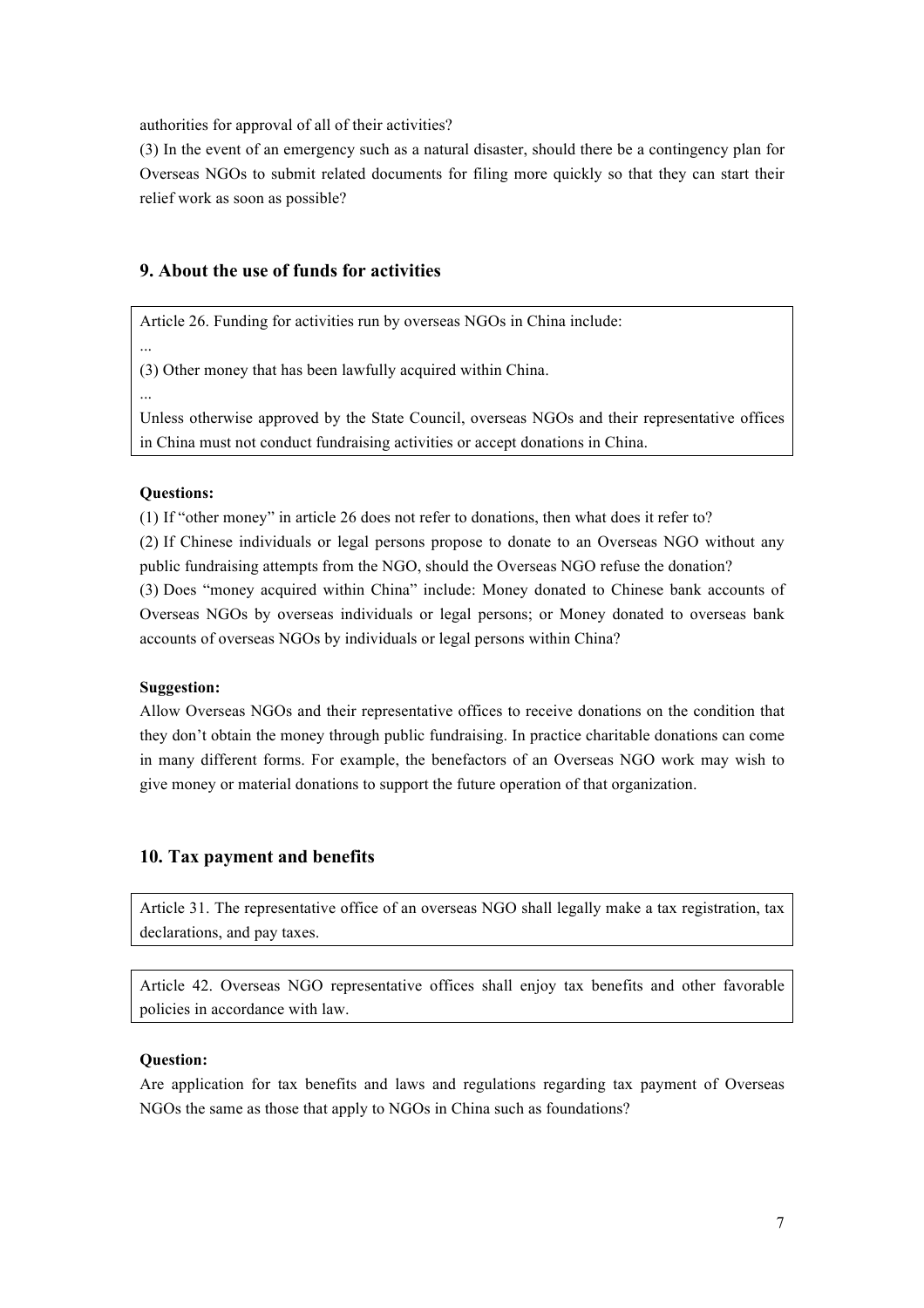authorities for approval of all of their activities?

(3) In the event of an emergency such as a natural disaster, should there be a contingency plan for Overseas NGOs to submit related documents for filing more quickly so that they can start their relief work as soon as possible?

## 9. About the use of funds for activities

> Article 26. Funding for activities run by overseas NGOs in China include:
>
> ...
>
> (3) Other money that has been lawfully acquired within China.
>
> ...
>
> Unless otherwise approved by the State Council, overseas NGOs and their representative offices in China must not conduct fundraising activities or accept donations in China.

**Questions:**

(1) If "other money" in article 26 does not refer to donations, then what does it refer to?

(2) If Chinese individuals or legal persons propose to donate to an Overseas NGO without any public fundraising attempts from the NGO, should the Overseas NGO refuse the donation?

(3) Does "money acquired within China" include: Money donated to Chinese bank accounts of Overseas NGOs by overseas individuals or legal persons; or Money donated to overseas bank accounts of overseas NGOs by individuals or legal persons within China?

**Suggestion:**

Allow Overseas NGOs and their representative offices to receive donations on the condition that they don't obtain the money through public fundraising. In practice charitable donations can come in many different forms. For example, the benefactors of an Overseas NGO work may wish to give money or material donations to support the future operation of that organization.

## 10. Tax payment and benefits

> Article 31. The representative office of an overseas NGO shall legally make a tax registration, tax declarations, and pay taxes.

> Article 42. Overseas NGO representative offices shall enjoy tax benefits and other favorable policies in accordance with law.

**Question:**

Are application for tax benefits and laws and regulations regarding tax payment of Overseas NGOs the same as those that apply to NGOs in China such as foundations?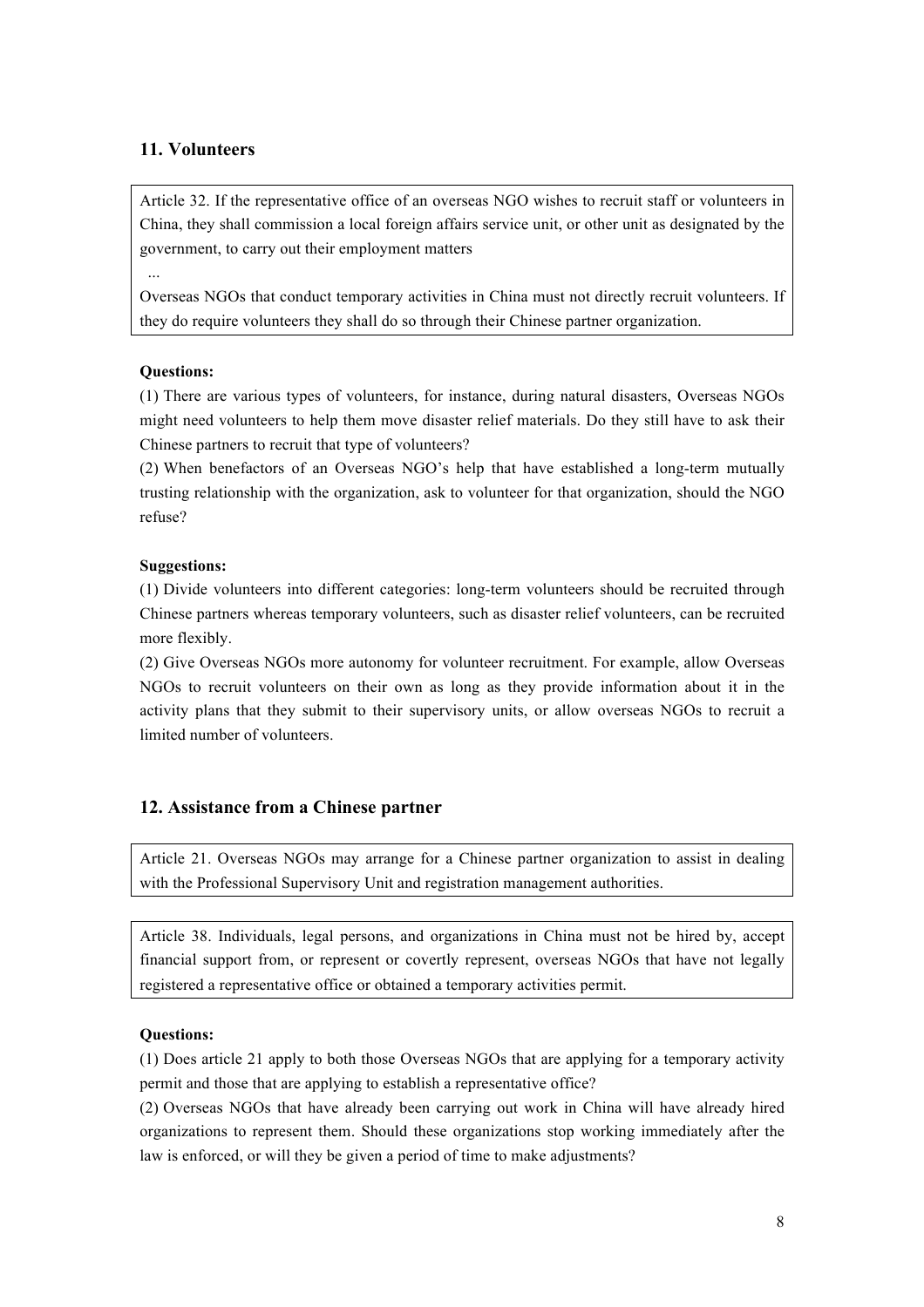## 11. Volunteers

> Article 32. If the representative office of an overseas NGO wishes to recruit staff or volunteers in China, they shall commission a local foreign affairs service unit, or other unit as designated by the government, to carry out their employment matters
>
> ...
>
> Overseas NGOs that conduct temporary activities in China must not directly recruit volunteers. If they do require volunteers they shall do so through their Chinese partner organization.

**Questions:**

(1) There are various types of volunteers, for instance, during natural disasters, Overseas NGOs might need volunteers to help them move disaster relief materials. Do they still have to ask their Chinese partners to recruit that type of volunteers?

(2) When benefactors of an Overseas NGO's help that have established a long-term mutually trusting relationship with the organization, ask to volunteer for that organization, should the NGO refuse?

**Suggestions:**

(1) Divide volunteers into different categories: long-term volunteers should be recruited through Chinese partners whereas temporary volunteers, such as disaster relief volunteers, can be recruited more flexibly.

(2) Give Overseas NGOs more autonomy for volunteer recruitment. For example, allow Overseas NGOs to recruit volunteers on their own as long as they provide information about it in the activity plans that they submit to their supervisory units, or allow overseas NGOs to recruit a limited number of volunteers.

## 12. Assistance from a Chinese partner

> Article 21. Overseas NGOs may arrange for a Chinese partner organization to assist in dealing with the Professional Supervisory Unit and registration management authorities.

> Article 38. Individuals, legal persons, and organizations in China must not be hired by, accept financial support from, or represent or covertly represent, overseas NGOs that have not legally registered a representative office or obtained a temporary activities permit.

**Questions:**

(1) Does article 21 apply to both those Overseas NGOs that are applying for a temporary activity permit and those that are applying to establish a representative office?

(2) Overseas NGOs that have already been carrying out work in China will have already hired organizations to represent them. Should these organizations stop working immediately after the law is enforced, or will they be given a period of time to make adjustments?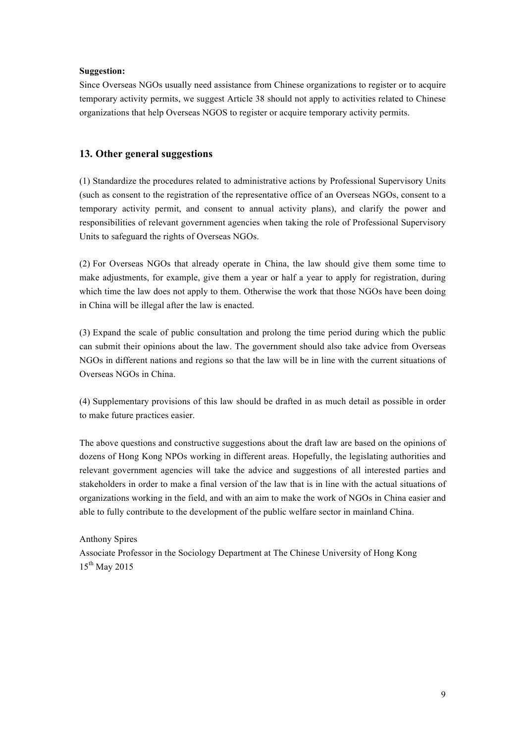**Suggestion:**

Since Overseas NGOs usually need assistance from Chinese organizations to register or to acquire temporary activity permits, we suggest Article 38 should not apply to activities related to Chinese organizations that help Overseas NGOS to register or acquire temporary activity permits.

## 13. Other general suggestions

(1) Standardize the procedures related to administrative actions by Professional Supervisory Units (such as consent to the registration of the representative office of an Overseas NGOs, consent to a temporary activity permit, and consent to annual activity plans), and clarify the power and responsibilities of relevant government agencies when taking the role of Professional Supervisory Units to safeguard the rights of Overseas NGOs.

(2) For Overseas NGOs that already operate in China, the law should give them some time to make adjustments, for example, give them a year or half a year to apply for registration, during which time the law does not apply to them. Otherwise the work that those NGOs have been doing in China will be illegal after the law is enacted.

(3) Expand the scale of public consultation and prolong the time period during which the public can submit their opinions about the law. The government should also take advice from Overseas NGOs in different nations and regions so that the law will be in line with the current situations of Overseas NGOs in China.

(4) Supplementary provisions of this law should be drafted in as much detail as possible in order to make future practices easier.

The above questions and constructive suggestions about the draft law are based on the opinions of dozens of Hong Kong NPOs working in different areas. Hopefully, the legislating authorities and relevant government agencies will take the advice and suggestions of all interested parties and stakeholders in order to make a final version of the law that is in line with the actual situations of organizations working in the field, and with an aim to make the work of NGOs in China easier and able to fully contribute to the development of the public welfare sector in mainland China.

Anthony Spires
Associate Professor in the Sociology Department at The Chinese University of Hong Kong
15th May 2015